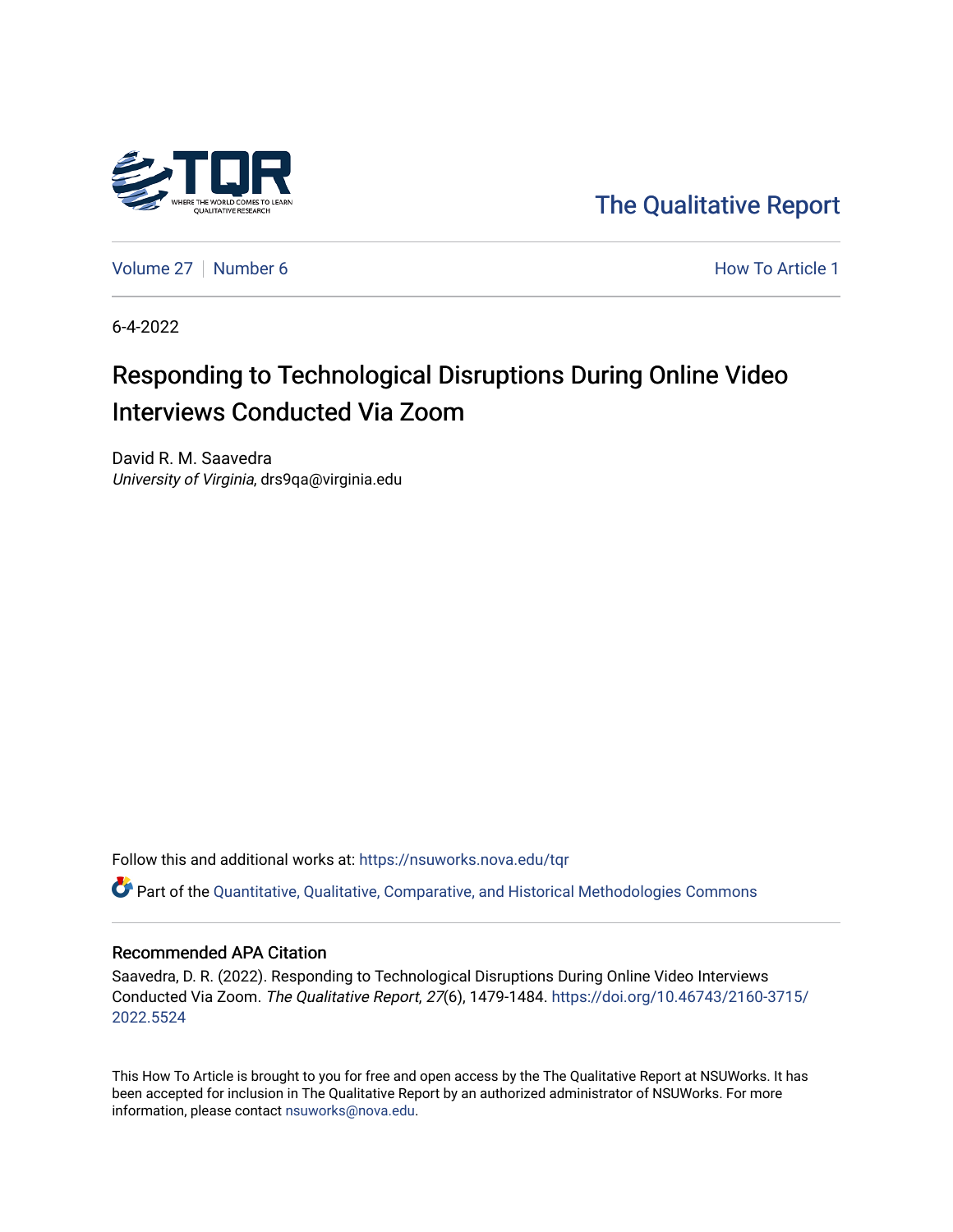The Qualitative Report

Volume 27 | Number 6 How To Article 1

6-4-2022

# Responding to Technological Disruptions During Online Video Interviews Conducted Via Zoom

David R. M. Saavedra
*University of Virginia*, drs9qa@virginia.edu

Follow this and additional works at: https://nsuworks.nova.edu/tqr

Part of the Quantitative, Qualitative, Comparative, and Historical Methodologies Commons

## Recommended APA Citation

Saavedra, D. R. (2022). Responding to Technological Disruptions During Online Video Interviews Conducted Via Zoom. *The Qualitative Report*, *27*(6), 1479-1484. https://doi.org/10.46743/2160-3715/2022.5524

This How To Article is brought to you for free and open access by the The Qualitative Report at NSUWorks. It has been accepted for inclusion in The Qualitative Report by an authorized administrator of NSUWorks. For more information, please contact nsuworks@nova.edu.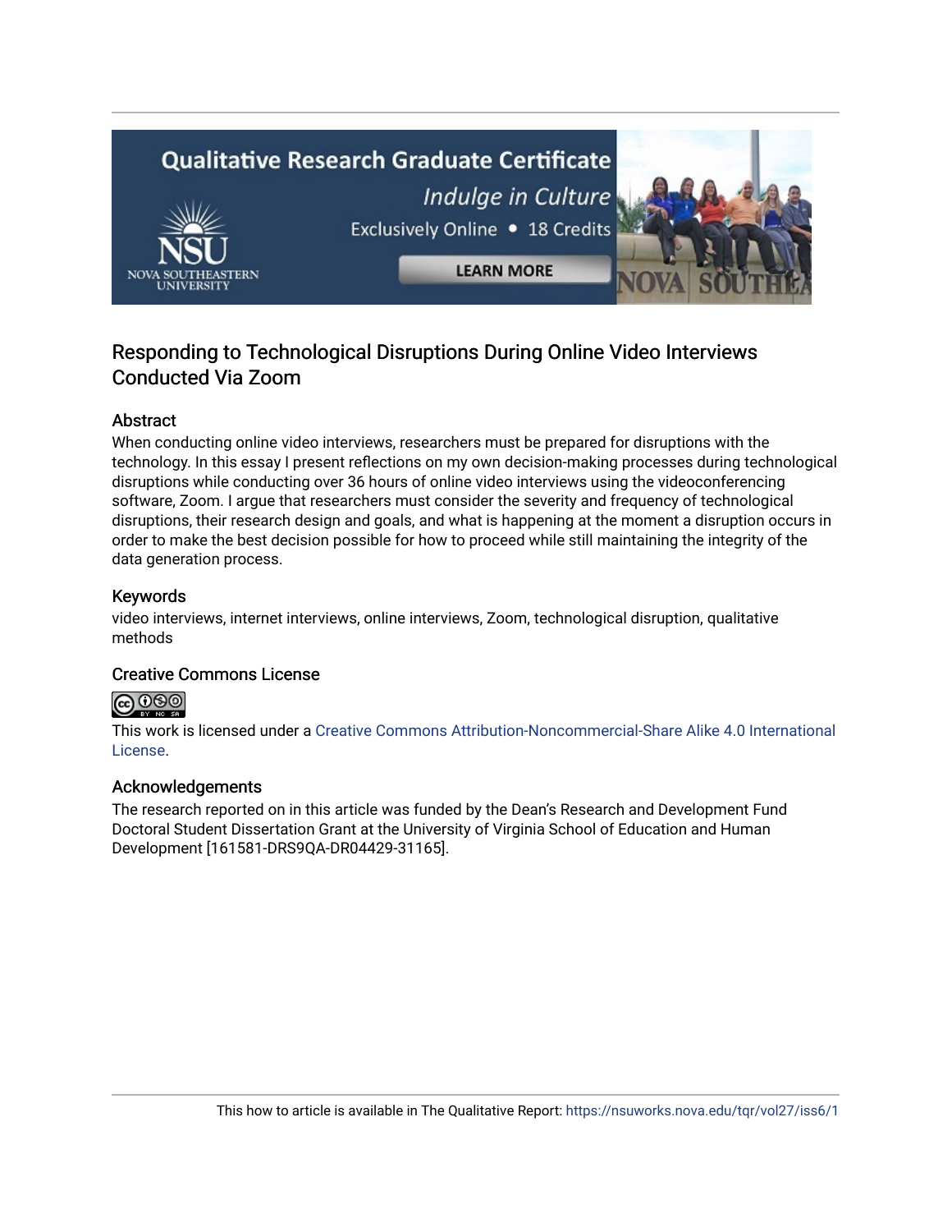## Responding to Technological Disruptions During Online Video Interviews Conducted Via Zoom

### Abstract

When conducting online video interviews, researchers must be prepared for disruptions with the technology. In this essay I present reflections on my own decision-making processes during technological disruptions while conducting over 36 hours of online video interviews using the videoconferencing software, Zoom. I argue that researchers must consider the severity and frequency of technological disruptions, their research design and goals, and what is happening at the moment a disruption occurs in order to make the best decision possible for how to proceed while still maintaining the integrity of the data generation process.

### Keywords

video interviews, internet interviews, online interviews, Zoom, technological disruption, qualitative methods

### Creative Commons License

This work is licensed under a Creative Commons Attribution-Noncommercial-Share Alike 4.0 International License.

### Acknowledgements

The research reported on in this article was funded by the Dean's Research and Development Fund Doctoral Student Dissertation Grant at the University of Virginia School of Education and Human Development [161581-DRS9QA-DR04429-31165].

This how to article is available in The Qualitative Report: https://nsuworks.nova.edu/tqr/vol27/iss6/1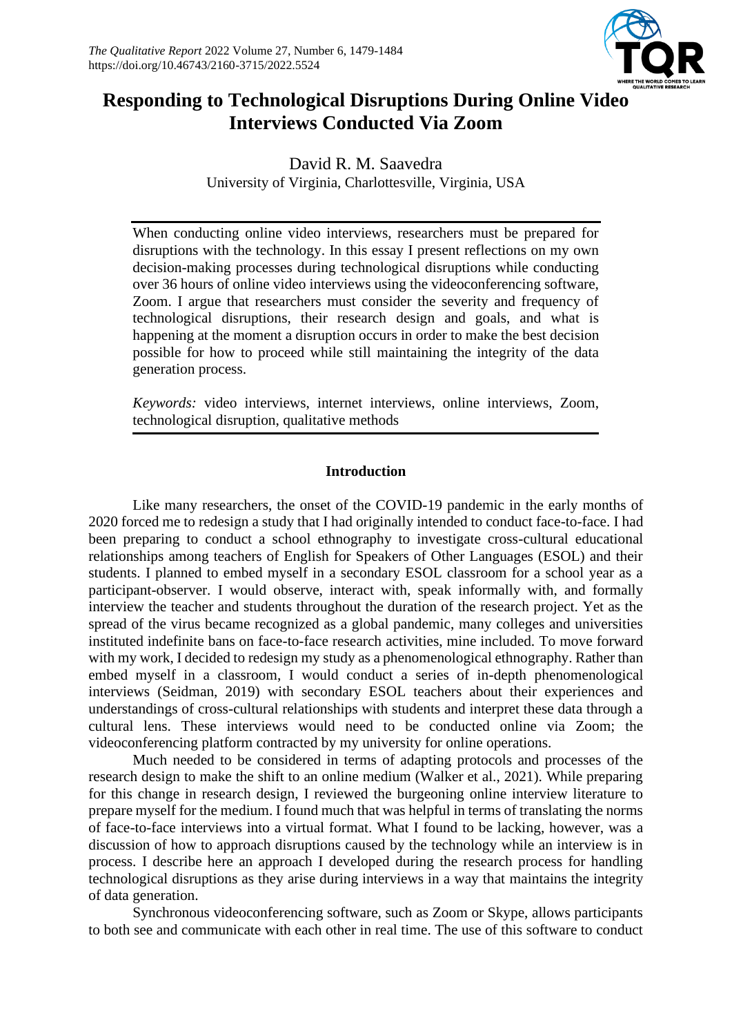# Responding to Technological Disruptions During Online Video Interviews Conducted Via Zoom

David R. M. Saavedra
University of Virginia, Charlottesville, Virginia, USA

When conducting online video interviews, researchers must be prepared for disruptions with the technology. In this essay I present reflections on my own decision-making processes during technological disruptions while conducting over 36 hours of online video interviews using the videoconferencing software, Zoom. I argue that researchers must consider the severity and frequency of technological disruptions, their research design and goals, and what is happening at the moment a disruption occurs in order to make the best decision possible for how to proceed while still maintaining the integrity of the data generation process.

*Keywords:* video interviews, internet interviews, online interviews, Zoom, technological disruption, qualitative methods

## Introduction

Like many researchers, the onset of the COVID-19 pandemic in the early months of 2020 forced me to redesign a study that I had originally intended to conduct face-to-face. I had been preparing to conduct a school ethnography to investigate cross-cultural educational relationships among teachers of English for Speakers of Other Languages (ESOL) and their students. I planned to embed myself in a secondary ESOL classroom for a school year as a participant-observer. I would observe, interact with, speak informally with, and formally interview the teacher and students throughout the duration of the research project. Yet as the spread of the virus became recognized as a global pandemic, many colleges and universities instituted indefinite bans on face-to-face research activities, mine included. To move forward with my work, I decided to redesign my study as a phenomenological ethnography. Rather than embed myself in a classroom, I would conduct a series of in-depth phenomenological interviews (Seidman, 2019) with secondary ESOL teachers about their experiences and understandings of cross-cultural relationships with students and interpret these data through a cultural lens. These interviews would need to be conducted online via Zoom; the videoconferencing platform contracted by my university for online operations.

Much needed to be considered in terms of adapting protocols and processes of the research design to make the shift to an online medium (Walker et al., 2021). While preparing for this change in research design, I reviewed the burgeoning online interview literature to prepare myself for the medium. I found much that was helpful in terms of translating the norms of face-to-face interviews into a virtual format. What I found to be lacking, however, was a discussion of how to approach disruptions caused by the technology while an interview is in process. I describe here an approach I developed during the research process for handling technological disruptions as they arise during interviews in a way that maintains the integrity of data generation.

Synchronous videoconferencing software, such as Zoom or Skype, allows participants to both see and communicate with each other in real time. The use of this software to conduct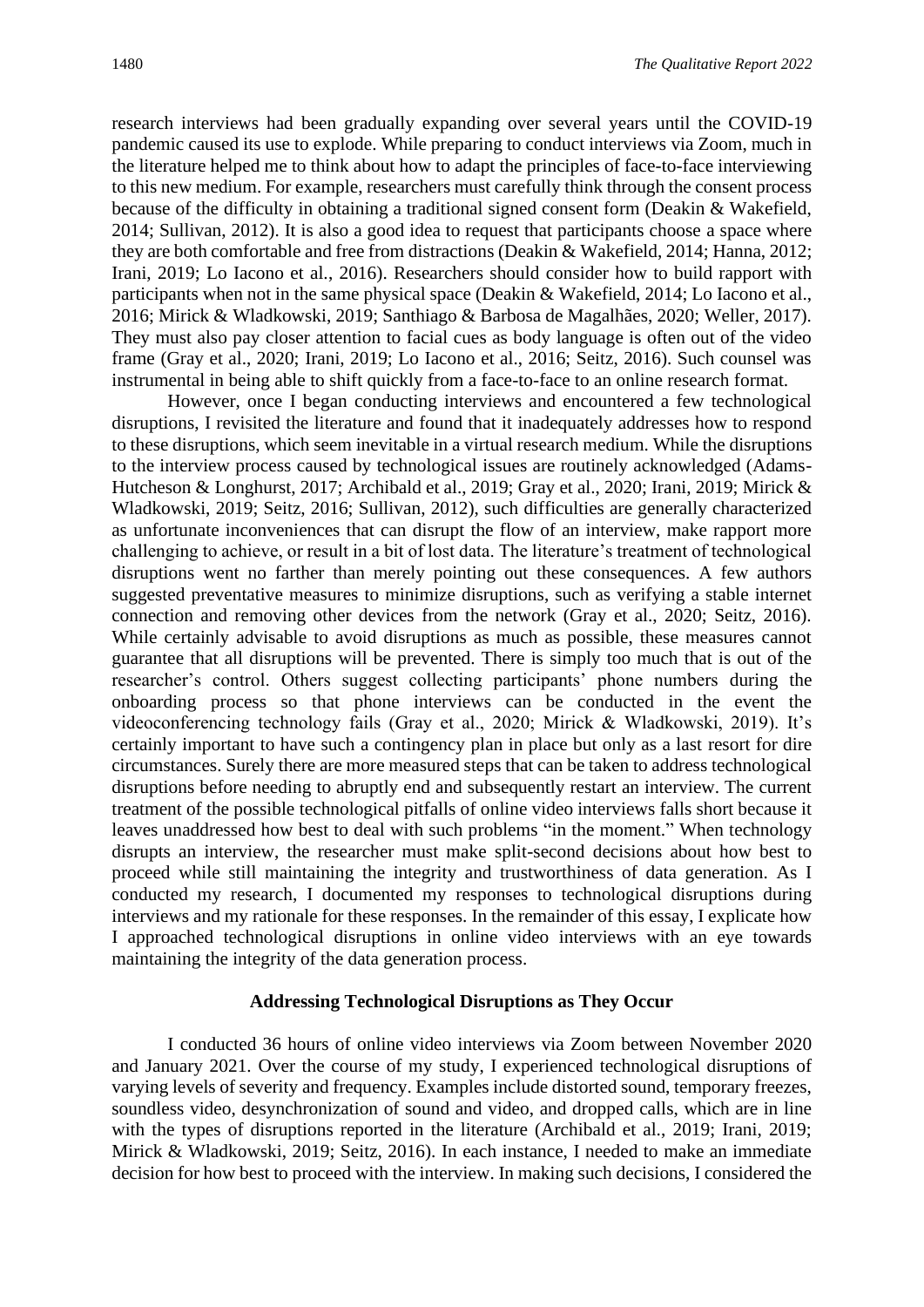research interviews had been gradually expanding over several years until the COVID-19 pandemic caused its use to explode. While preparing to conduct interviews via Zoom, much in the literature helped me to think about how to adapt the principles of face-to-face interviewing to this new medium. For example, researchers must carefully think through the consent process because of the difficulty in obtaining a traditional signed consent form (Deakin & Wakefield, 2014; Sullivan, 2012). It is also a good idea to request that participants choose a space where they are both comfortable and free from distractions (Deakin & Wakefield, 2014; Hanna, 2012; Irani, 2019; Lo Iacono et al., 2016). Researchers should consider how to build rapport with participants when not in the same physical space (Deakin & Wakefield, 2014; Lo Iacono et al., 2016; Mirick & Wladkowski, 2019; Santhiago & Barbosa de Magalhães, 2020; Weller, 2017). They must also pay closer attention to facial cues as body language is often out of the video frame (Gray et al., 2020; Irani, 2019; Lo Iacono et al., 2016; Seitz, 2016). Such counsel was instrumental in being able to shift quickly from a face-to-face to an online research format.

However, once I began conducting interviews and encountered a few technological disruptions, I revisited the literature and found that it inadequately addresses how to respond to these disruptions, which seem inevitable in a virtual research medium. While the disruptions to the interview process caused by technological issues are routinely acknowledged (Adams-Hutcheson & Longhurst, 2017; Archibald et al., 2019; Gray et al., 2020; Irani, 2019; Mirick & Wladkowski, 2019; Seitz, 2016; Sullivan, 2012), such difficulties are generally characterized as unfortunate inconveniences that can disrupt the flow of an interview, make rapport more challenging to achieve, or result in a bit of lost data. The literature's treatment of technological disruptions went no farther than merely pointing out these consequences. A few authors suggested preventative measures to minimize disruptions, such as verifying a stable internet connection and removing other devices from the network (Gray et al., 2020; Seitz, 2016). While certainly advisable to avoid disruptions as much as possible, these measures cannot guarantee that all disruptions will be prevented. There is simply too much that is out of the researcher's control. Others suggest collecting participants' phone numbers during the onboarding process so that phone interviews can be conducted in the event the videoconferencing technology fails (Gray et al., 2020; Mirick & Wladkowski, 2019). It's certainly important to have such a contingency plan in place but only as a last resort for dire circumstances. Surely there are more measured steps that can be taken to address technological disruptions before needing to abruptly end and subsequently restart an interview. The current treatment of the possible technological pitfalls of online video interviews falls short because it leaves unaddressed how best to deal with such problems "in the moment." When technology disrupts an interview, the researcher must make split-second decisions about how best to proceed while still maintaining the integrity and trustworthiness of data generation. As I conducted my research, I documented my responses to technological disruptions during interviews and my rationale for these responses. In the remainder of this essay, I explicate how I approached technological disruptions in online video interviews with an eye towards maintaining the integrity of the data generation process.

## Addressing Technological Disruptions as They Occur

I conducted 36 hours of online video interviews via Zoom between November 2020 and January 2021. Over the course of my study, I experienced technological disruptions of varying levels of severity and frequency. Examples include distorted sound, temporary freezes, soundless video, desynchronization of sound and video, and dropped calls, which are in line with the types of disruptions reported in the literature (Archibald et al., 2019; Irani, 2019; Mirick & Wladkowski, 2019; Seitz, 2016). In each instance, I needed to make an immediate decision for how best to proceed with the interview. In making such decisions, I considered the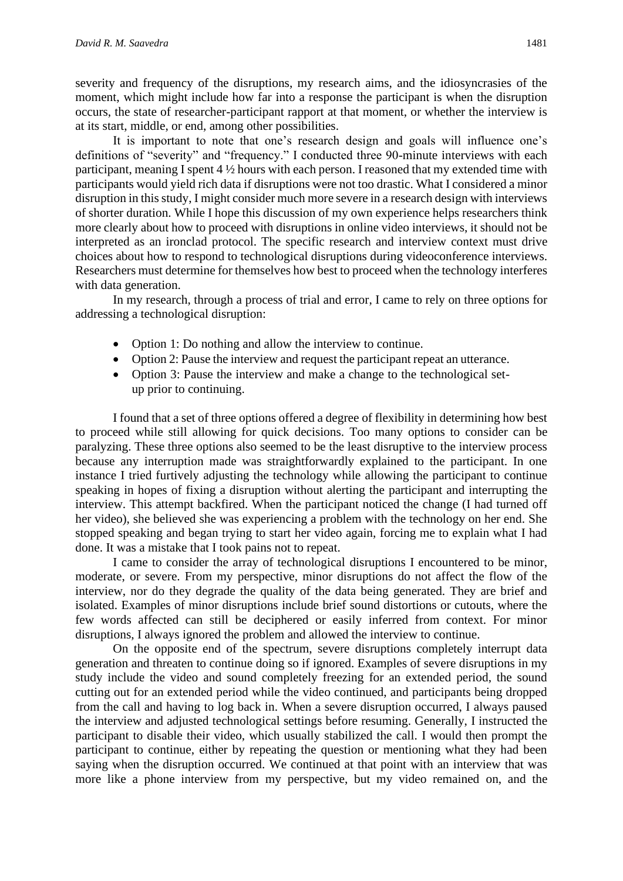severity and frequency of the disruptions, my research aims, and the idiosyncrasies of the moment, which might include how far into a response the participant is when the disruption occurs, the state of researcher-participant rapport at that moment, or whether the interview is at its start, middle, or end, among other possibilities.

It is important to note that one's research design and goals will influence one's definitions of "severity" and "frequency." I conducted three 90-minute interviews with each participant, meaning I spent 4 ½ hours with each person. I reasoned that my extended time with participants would yield rich data if disruptions were not too drastic. What I considered a minor disruption in this study, I might consider much more severe in a research design with interviews of shorter duration. While I hope this discussion of my own experience helps researchers think more clearly about how to proceed with disruptions in online video interviews, it should not be interpreted as an ironclad protocol. The specific research and interview context must drive choices about how to respond to technological disruptions during videoconference interviews. Researchers must determine for themselves how best to proceed when the technology interferes with data generation.

In my research, through a process of trial and error, I came to rely on three options for addressing a technological disruption:

- Option 1: Do nothing and allow the interview to continue.
- Option 2: Pause the interview and request the participant repeat an utterance.
- Option 3: Pause the interview and make a change to the technological set-up prior to continuing.

I found that a set of three options offered a degree of flexibility in determining how best to proceed while still allowing for quick decisions. Too many options to consider can be paralyzing. These three options also seemed to be the least disruptive to the interview process because any interruption made was straightforwardly explained to the participant. In one instance I tried furtively adjusting the technology while allowing the participant to continue speaking in hopes of fixing a disruption without alerting the participant and interrupting the interview. This attempt backfired. When the participant noticed the change (I had turned off her video), she believed she was experiencing a problem with the technology on her end. She stopped speaking and began trying to start her video again, forcing me to explain what I had done. It was a mistake that I took pains not to repeat.

I came to consider the array of technological disruptions I encountered to be minor, moderate, or severe. From my perspective, minor disruptions do not affect the flow of the interview, nor do they degrade the quality of the data being generated. They are brief and isolated. Examples of minor disruptions include brief sound distortions or cutouts, where the few words affected can still be deciphered or easily inferred from context. For minor disruptions, I always ignored the problem and allowed the interview to continue.

On the opposite end of the spectrum, severe disruptions completely interrupt data generation and threaten to continue doing so if ignored. Examples of severe disruptions in my study include the video and sound completely freezing for an extended period, the sound cutting out for an extended period while the video continued, and participants being dropped from the call and having to log back in. When a severe disruption occurred, I always paused the interview and adjusted technological settings before resuming. Generally, I instructed the participant to disable their video, which usually stabilized the call. I would then prompt the participant to continue, either by repeating the question or mentioning what they had been saying when the disruption occurred. We continued at that point with an interview that was more like a phone interview from my perspective, but my video remained on, and the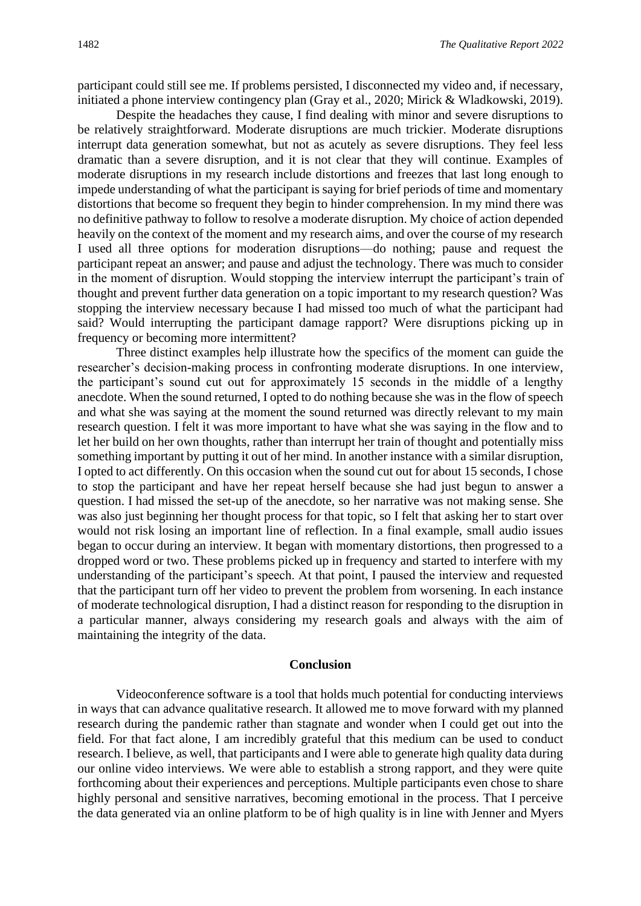participant could still see me. If problems persisted, I disconnected my video and, if necessary, initiated a phone interview contingency plan (Gray et al., 2020; Mirick & Wladkowski, 2019).

Despite the headaches they cause, I find dealing with minor and severe disruptions to be relatively straightforward. Moderate disruptions are much trickier. Moderate disruptions interrupt data generation somewhat, but not as acutely as severe disruptions. They feel less dramatic than a severe disruption, and it is not clear that they will continue. Examples of moderate disruptions in my research include distortions and freezes that last long enough to impede understanding of what the participant is saying for brief periods of time and momentary distortions that become so frequent they begin to hinder comprehension. In my mind there was no definitive pathway to follow to resolve a moderate disruption. My choice of action depended heavily on the context of the moment and my research aims, and over the course of my research I used all three options for moderation disruptions—do nothing; pause and request the participant repeat an answer; and pause and adjust the technology. There was much to consider in the moment of disruption. Would stopping the interview interrupt the participant's train of thought and prevent further data generation on a topic important to my research question? Was stopping the interview necessary because I had missed too much of what the participant had said? Would interrupting the participant damage rapport? Were disruptions picking up in frequency or becoming more intermittent?

Three distinct examples help illustrate how the specifics of the moment can guide the researcher's decision-making process in confronting moderate disruptions. In one interview, the participant's sound cut out for approximately 15 seconds in the middle of a lengthy anecdote. When the sound returned, I opted to do nothing because she was in the flow of speech and what she was saying at the moment the sound returned was directly relevant to my main research question. I felt it was more important to have what she was saying in the flow and to let her build on her own thoughts, rather than interrupt her train of thought and potentially miss something important by putting it out of her mind. In another instance with a similar disruption, I opted to act differently. On this occasion when the sound cut out for about 15 seconds, I chose to stop the participant and have her repeat herself because she had just begun to answer a question. I had missed the set-up of the anecdote, so her narrative was not making sense. She was also just beginning her thought process for that topic, so I felt that asking her to start over would not risk losing an important line of reflection. In a final example, small audio issues began to occur during an interview. It began with momentary distortions, then progressed to a dropped word or two. These problems picked up in frequency and started to interfere with my understanding of the participant's speech. At that point, I paused the interview and requested that the participant turn off her video to prevent the problem from worsening. In each instance of moderate technological disruption, I had a distinct reason for responding to the disruption in a particular manner, always considering my research goals and always with the aim of maintaining the integrity of the data.

## Conclusion

Videoconference software is a tool that holds much potential for conducting interviews in ways that can advance qualitative research. It allowed me to move forward with my planned research during the pandemic rather than stagnate and wonder when I could get out into the field. For that fact alone, I am incredibly grateful that this medium can be used to conduct research. I believe, as well, that participants and I were able to generate high quality data during our online video interviews. We were able to establish a strong rapport, and they were quite forthcoming about their experiences and perceptions. Multiple participants even chose to share highly personal and sensitive narratives, becoming emotional in the process. That I perceive the data generated via an online platform to be of high quality is in line with Jenner and Myers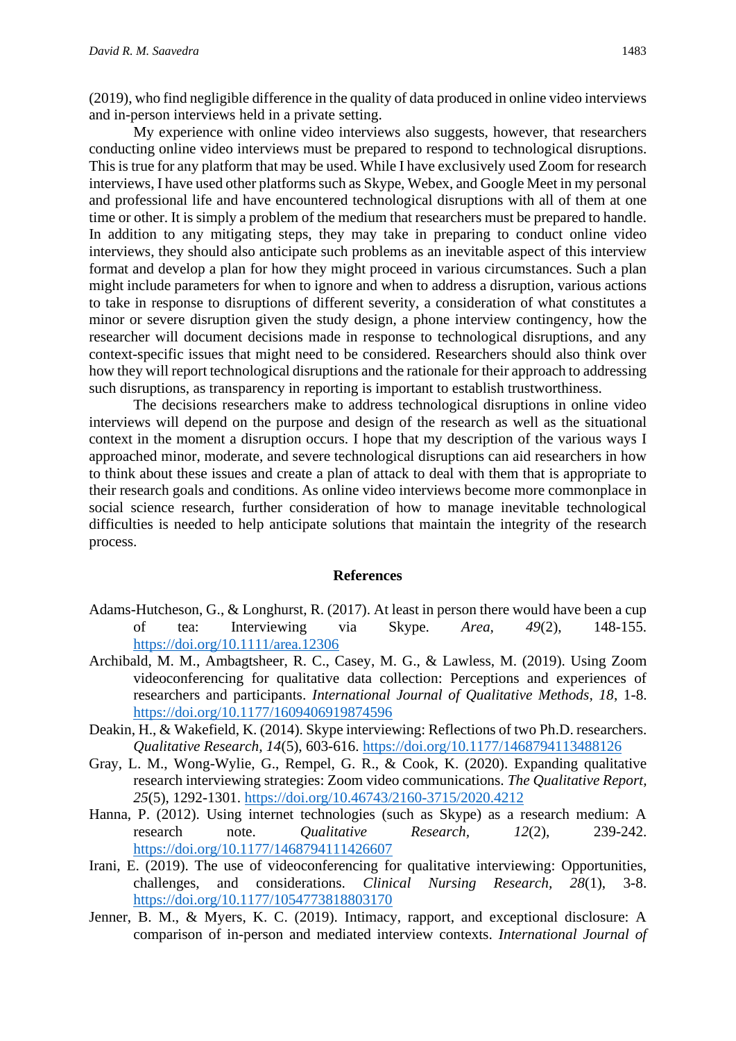(2019), who find negligible difference in the quality of data produced in online video interviews and in-person interviews held in a private setting.

My experience with online video interviews also suggests, however, that researchers conducting online video interviews must be prepared to respond to technological disruptions. This is true for any platform that may be used. While I have exclusively used Zoom for research interviews, I have used other platforms such as Skype, Webex, and Google Meet in my personal and professional life and have encountered technological disruptions with all of them at one time or other. It is simply a problem of the medium that researchers must be prepared to handle. In addition to any mitigating steps, they may take in preparing to conduct online video interviews, they should also anticipate such problems as an inevitable aspect of this interview format and develop a plan for how they might proceed in various circumstances. Such a plan might include parameters for when to ignore and when to address a disruption, various actions to take in response to disruptions of different severity, a consideration of what constitutes a minor or severe disruption given the study design, a phone interview contingency, how the researcher will document decisions made in response to technological disruptions, and any context-specific issues that might need to be considered. Researchers should also think over how they will report technological disruptions and the rationale for their approach to addressing such disruptions, as transparency in reporting is important to establish trustworthiness.

The decisions researchers make to address technological disruptions in online video interviews will depend on the purpose and design of the research as well as the situational context in the moment a disruption occurs. I hope that my description of the various ways I approached minor, moderate, and severe technological disruptions can aid researchers in how to think about these issues and create a plan of attack to deal with them that is appropriate to their research goals and conditions. As online video interviews become more commonplace in social science research, further consideration of how to manage inevitable technological difficulties is needed to help anticipate solutions that maintain the integrity of the research process.

## References

Adams-Hutcheson, G., & Longhurst, R. (2017). At least in person there would have been a cup of tea: Interviewing via Skype. *Area, 49*(2), 148-155. https://doi.org/10.1111/area.12306

Archibald, M. M., Ambagtsheer, R. C., Casey, M. G., & Lawless, M. (2019). Using Zoom videoconferencing for qualitative data collection: Perceptions and experiences of researchers and participants. *International Journal of Qualitative Methods, 18*, 1-8. https://doi.org/10.1177/1609406919874596

Deakin, H., & Wakefield, K. (2014). Skype interviewing: Reflections of two Ph.D. researchers. *Qualitative Research, 14*(5), 603-616. https://doi.org/10.1177/1468794113488126

Gray, L. M., Wong-Wylie, G., Rempel, G. R., & Cook, K. (2020). Expanding qualitative research interviewing strategies: Zoom video communications. *The Qualitative Report, 25*(5), 1292-1301. https://doi.org/10.46743/2160-3715/2020.4212

Hanna, P. (2012). Using internet technologies (such as Skype) as a research medium: A research note. *Qualitative Research, 12*(2), 239-242. https://doi.org/10.1177/1468794111426607

Irani, E. (2019). The use of videoconferencing for qualitative interviewing: Opportunities, challenges, and considerations. *Clinical Nursing Research, 28*(1), 3-8. https://doi.org/10.1177/1054773818803170

Jenner, B. M., & Myers, K. C. (2019). Intimacy, rapport, and exceptional disclosure: A comparison of in-person and mediated interview contexts. *International Journal of*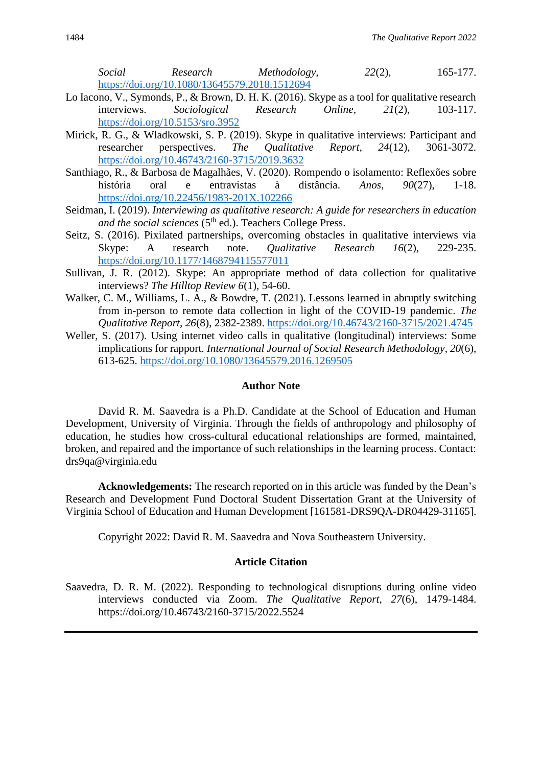*Social Research Methodology, 22*(2), 165-177. https://doi.org/10.1080/13645579.2018.1512694

Lo Iacono, V., Symonds, P., & Brown, D. H. K. (2016). Skype as a tool for qualitative research interviews. *Sociological Research Online, 21*(2), 103-117. https://doi.org/10.5153/sro.3952

Mirick, R. G., & Wladkowski, S. P. (2019). Skype in qualitative interviews: Participant and researcher perspectives. *The Qualitative Report, 24*(12), 3061-3072. https://doi.org/10.46743/2160-3715/2019.3632

Santhiago, R., & Barbosa de Magalhães, V. (2020). Rompendo o isolamento: Reflexões sobre história oral e entravistas à distância. *Anos, 90*(27), 1-18. https://doi.org/10.22456/1983-201X.102266

Seidman, I. (2019). *Interviewing as qualitative research: A guide for researchers in education and the social sciences* (5th ed.). Teachers College Press.

Seitz, S. (2016). Pixilated partnerships, overcoming obstacles in qualitative interviews via Skype: A research note. *Qualitative Research 16*(2), 229-235. https://doi.org/10.1177/1468794115577011

Sullivan, J. R. (2012). Skype: An appropriate method of data collection for qualitative interviews? *The Hilltop Review 6*(1), 54-60.

Walker, C. M., Williams, L. A., & Bowdre, T. (2021). Lessons learned in abruptly switching from in-person to remote data collection in light of the COVID-19 pandemic. *The Qualitative Report, 26*(8), 2382-2389. https://doi.org/10.46743/2160-3715/2021.4745

Weller, S. (2017). Using internet video calls in qualitative (longitudinal) interviews: Some implications for rapport. *International Journal of Social Research Methodology, 20*(6), 613-625. https://doi.org/10.1080/13645579.2016.1269505

## Author Note

David R. M. Saavedra is a Ph.D. Candidate at the School of Education and Human Development, University of Virginia. Through the fields of anthropology and philosophy of education, he studies how cross-cultural educational relationships are formed, maintained, broken, and repaired and the importance of such relationships in the learning process. Contact: drs9qa@virginia.edu

**Acknowledgements:** The research reported on in this article was funded by the Dean's Research and Development Fund Doctoral Student Dissertation Grant at the University of Virginia School of Education and Human Development [161581-DRS9QA-DR04429-31165].

Copyright 2022: David R. M. Saavedra and Nova Southeastern University.

## Article Citation

Saavedra, D. R. M. (2022). Responding to technological disruptions during online video interviews conducted via Zoom. *The Qualitative Report, 27*(6), 1479-1484. https://doi.org/10.46743/2160-3715/2022.5524